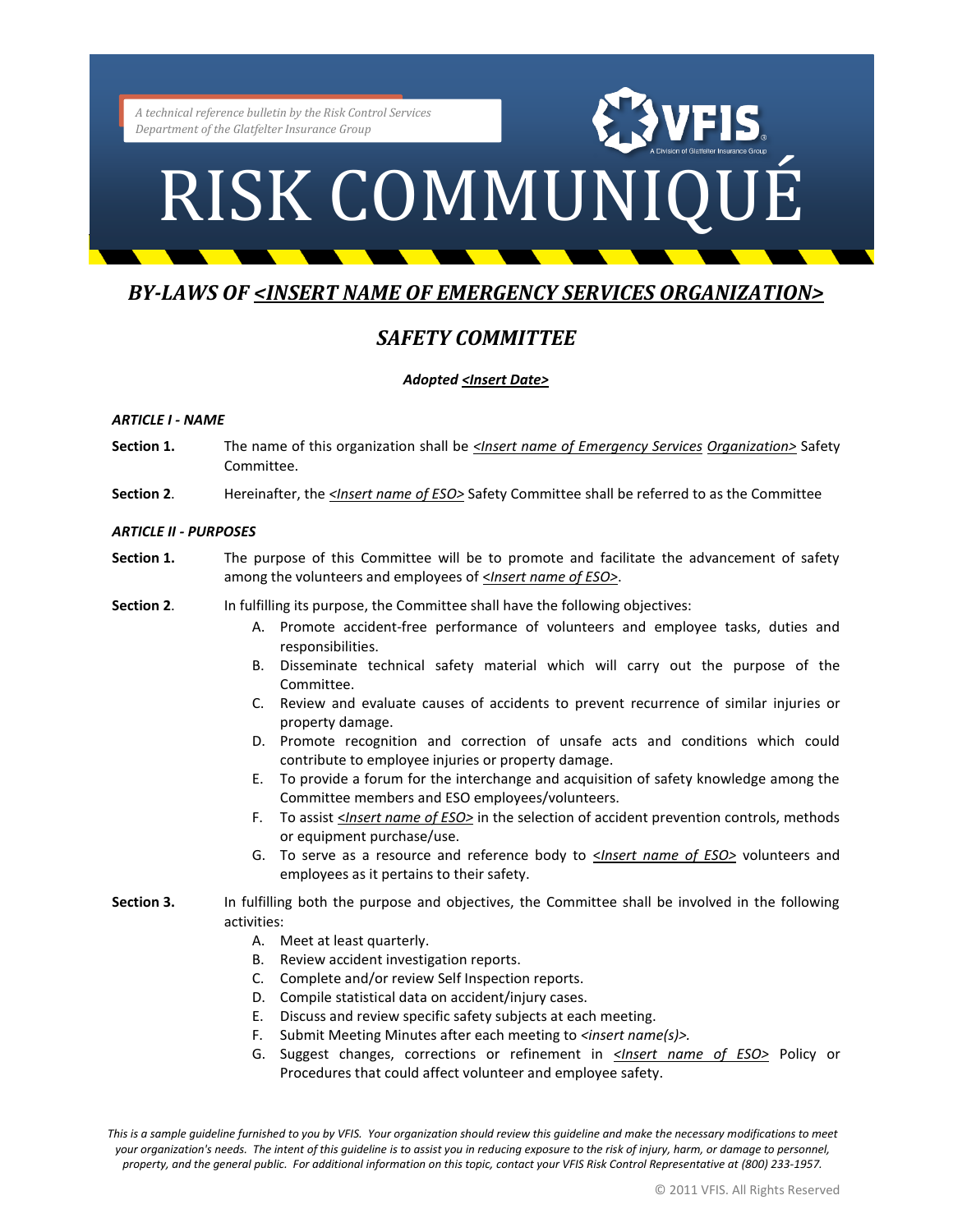*A technical reference bulletin by the Risk Control Services Department of the Glatfelter Insurance Group*

VFIS
A Division of Glatfelter Insurance Group

# RISK COMMUNIQUÉ

## *BY-LAWS OF <INSERT NAME OF EMERGENCY SERVICES ORGANIZATION>*

## *SAFETY COMMITTEE*

***Adopted <Insert Date>***

***ARTICLE I - NAME***

**Section 1.** The name of this organization shall be *<Insert name of Emergency Services Organization>* Safety Committee.

**Section 2.** Hereinafter, the *<Insert name of ESO>* Safety Committee shall be referred to as the Committee

***ARTICLE II - PURPOSES***

**Section 1.** The purpose of this Committee will be to promote and facilitate the advancement of safety among the volunteers and employees of *<Insert name of ESO>*.

**Section 2.** In fulfilling its purpose, the Committee shall have the following objectives:

A. Promote accident-free performance of volunteers and employee tasks, duties and responsibilities.
B. Disseminate technical safety material which will carry out the purpose of the Committee.
C. Review and evaluate causes of accidents to prevent recurrence of similar injuries or property damage.
D. Promote recognition and correction of unsafe acts and conditions which could contribute to employee injuries or property damage.
E. To provide a forum for the interchange and acquisition of safety knowledge among the Committee members and ESO employees/volunteers.
F. To assist *<Insert name of ESO>* in the selection of accident prevention controls, methods or equipment purchase/use.
G. To serve as a resource and reference body to *<Insert name of ESO>* volunteers and employees as it pertains to their safety.

**Section 3.** In fulfilling both the purpose and objectives, the Committee shall be involved in the following activities:

A. Meet at least quarterly.
B. Review accident investigation reports.
C. Complete and/or review Self Inspection reports.
D. Compile statistical data on accident/injury cases.
E. Discuss and review specific safety subjects at each meeting.
F. Submit Meeting Minutes after each meeting to *<insert name(s)>.*
G. Suggest changes, corrections or refinement in *<Insert name of ESO>* Policy or Procedures that could affect volunteer and employee safety.

*This is a sample guideline furnished to you by VFIS. Your organization should review this guideline and make the necessary modifications to meet your organization's needs. The intent of this guideline is to assist you in reducing exposure to the risk of injury, harm, or damage to personnel, property, and the general public. For additional information on this topic, contact your VFIS Risk Control Representative at (800) 233-1957.*

© 2011 VFIS. All Rights Reserved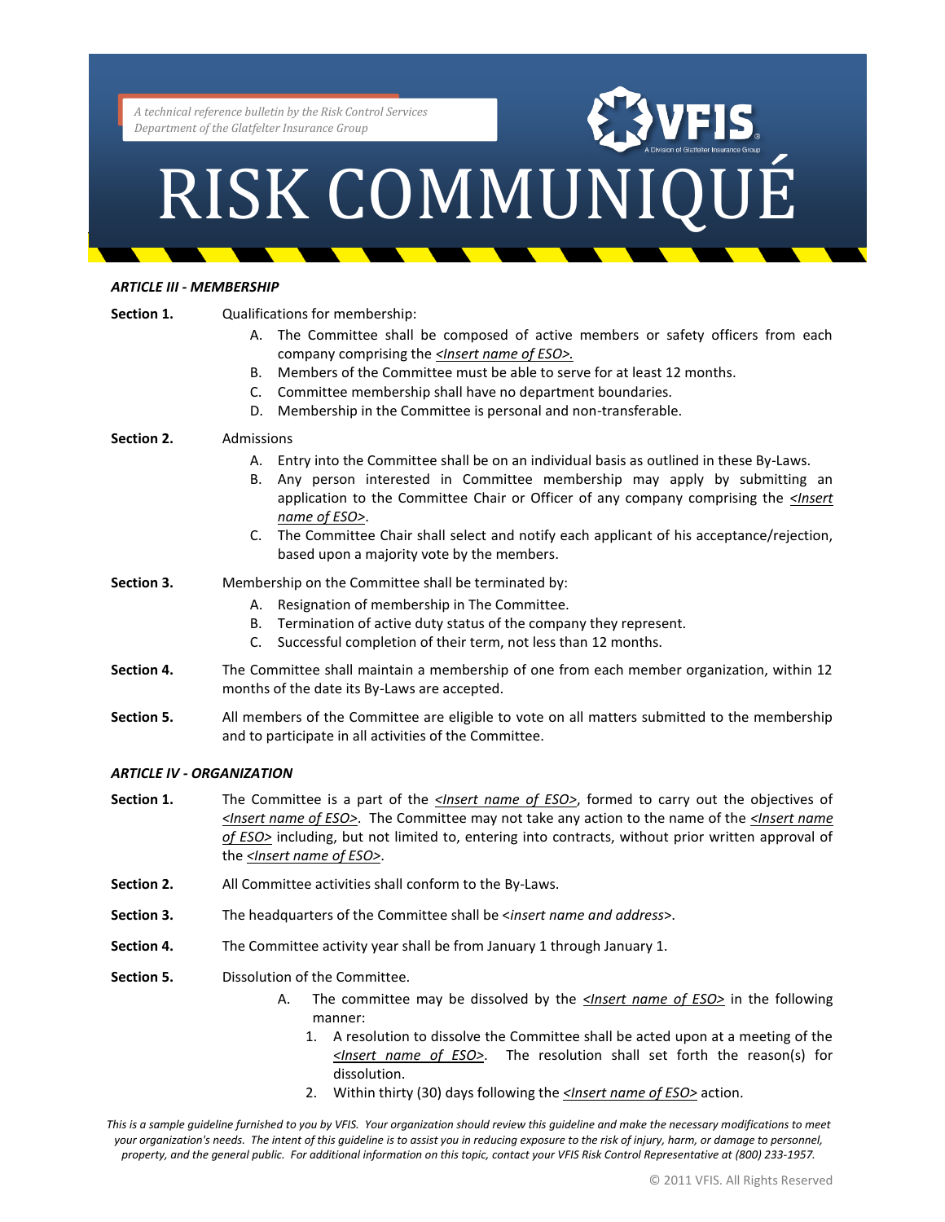### *ARTICLE III - MEMBERSHIP*

**Section 1.** Qualifications for membership:

A. The Committee shall be composed of active members or safety officers from each company comprising the *<Insert name of ESO>.*
B. Members of the Committee must be able to serve for at least 12 months.
C. Committee membership shall have no department boundaries.
D. Membership in the Committee is personal and non-transferable.

**Section 2.** Admissions

A. Entry into the Committee shall be on an individual basis as outlined in these By-Laws.
B. Any person interested in Committee membership may apply by submitting an application to the Committee Chair or Officer of any company comprising the *<Insert name of ESO>*.
C. The Committee Chair shall select and notify each applicant of his acceptance/rejection, based upon a majority vote by the members.

**Section 3.** Membership on the Committee shall be terminated by:

A. Resignation of membership in The Committee.
B. Termination of active duty status of the company they represent.
C. Successful completion of their term, not less than 12 months.

**Section 4.** The Committee shall maintain a membership of one from each member organization, within 12 months of the date its By-Laws are accepted.

**Section 5.** All members of the Committee are eligible to vote on all matters submitted to the membership and to participate in all activities of the Committee.

### *ARTICLE IV - ORGANIZATION*

**Section 1.** The Committee is a part of the *<Insert name of ESO>*, formed to carry out the objectives of *<Insert name of ESO>*. The Committee may not take any action to the name of the *<Insert name of ESO>* including, but not limited to, entering into contracts, without prior written approval of the *<Insert name of ESO>*.

**Section 2.** All Committee activities shall conform to the By-Laws.

**Section 3.** The headquarters of the Committee shall be <*insert name and address*>.

**Section 4.** The Committee activity year shall be from January 1 through January 1.

**Section 5.** Dissolution of the Committee.

A. The committee may be dissolved by the *<Insert name of ESO>* in the following manner:
   1. A resolution to dissolve the Committee shall be acted upon at a meeting of the *<Insert name of ESO>*. The resolution shall set forth the reason(s) for dissolution.
   2. Within thirty (30) days following the *<Insert name of ESO>* action.

*This is a sample guideline furnished to you by VFIS. Your organization should review this guideline and make the necessary modifications to meet your organization's needs. The intent of this guideline is to assist you in reducing exposure to the risk of injury, harm, or damage to personnel, property, and the general public. For additional information on this topic, contact your VFIS Risk Control Representative at (800) 233-1957.*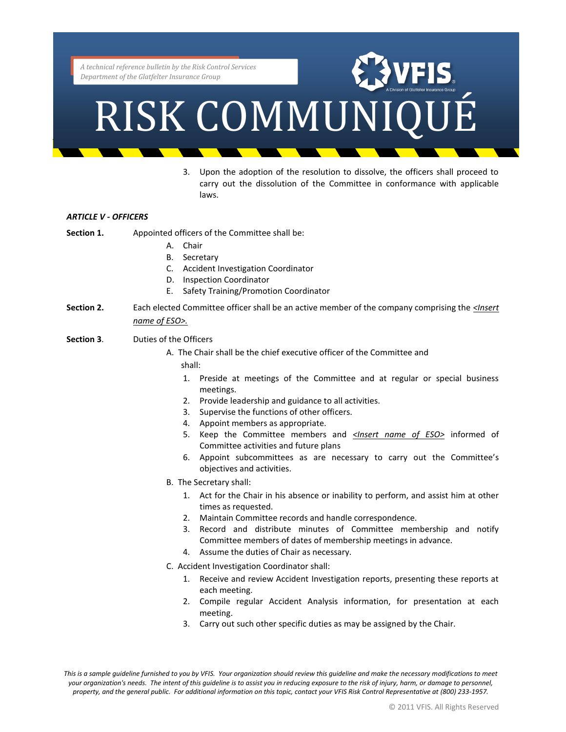3. Upon the adoption of the resolution to dissolve, the officers shall proceed to carry out the dissolution of the Committee in conformance with applicable laws.

***ARTICLE V - OFFICERS***

**Section 1.** Appointed officers of the Committee shall be:

A. Chair
B. Secretary
C. Accident Investigation Coordinator
D. Inspection Coordinator
E. Safety Training/Promotion Coordinator

**Section 2.** Each elected Committee officer shall be an active member of the company comprising the *<u><Insert name of ESO>.</u>*

**Section 3.** Duties of the Officers

A. The Chair shall be the chief executive officer of the Committee and shall:
   1. Preside at meetings of the Committee and at regular or special business meetings.
   2. Provide leadership and guidance to all activities.
   3. Supervise the functions of other officers.
   4. Appoint members as appropriate.
   5. Keep the Committee members and *<u><Insert name of ESO></u>* informed of Committee activities and future plans
   6. Appoint subcommittees as are necessary to carry out the Committee's objectives and activities.

B. The Secretary shall:
   1. Act for the Chair in his absence or inability to perform, and assist him at other times as requested.
   2. Maintain Committee records and handle correspondence.
   3. Record and distribute minutes of Committee membership and notify Committee members of dates of membership meetings in advance.
   4. Assume the duties of Chair as necessary.

C. Accident Investigation Coordinator shall:
   1. Receive and review Accident Investigation reports, presenting these reports at each meeting.
   2. Compile regular Accident Analysis information, for presentation at each meeting.
   3. Carry out such other specific duties as may be assigned by the Chair.

*This is a sample guideline furnished to you by VFIS. Your organization should review this guideline and make the necessary modifications to meet your organization's needs. The intent of this guideline is to assist you in reducing exposure to the risk of injury, harm, or damage to personnel, property, and the general public. For additional information on this topic, contact your VFIS Risk Control Representative at (800) 233-1957.*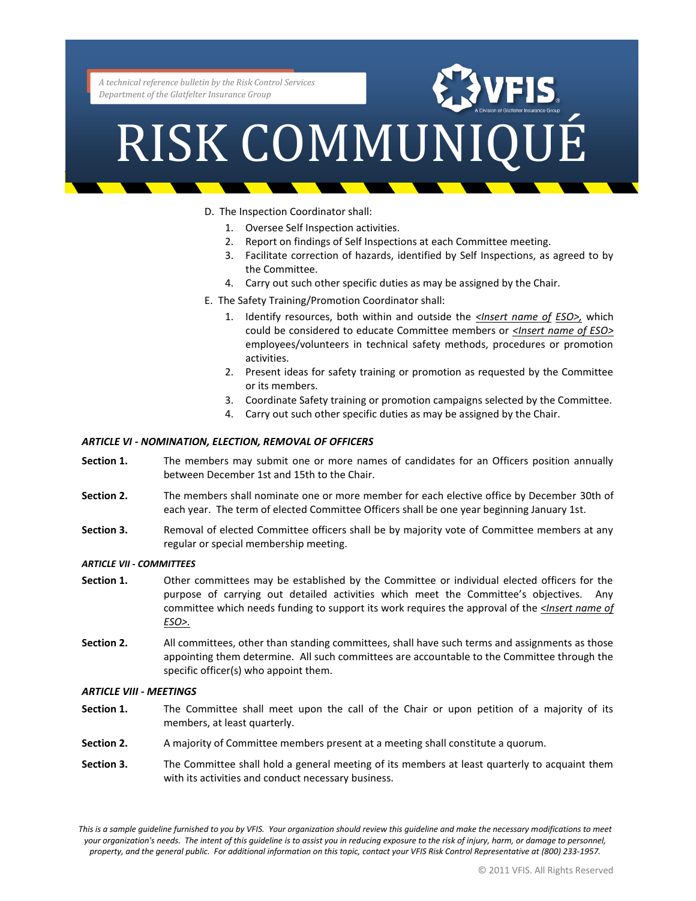D. The Inspection Coordinator shall:

1. Oversee Self Inspection activities.
2. Report on findings of Self Inspections at each Committee meeting.
3. Facilitate correction of hazards, identified by Self Inspections, as agreed to by the Committee.
4. Carry out such other specific duties as may be assigned by the Chair.

E. The Safety Training/Promotion Coordinator shall:

1. Identify resources, both within and outside the <Insert name of ESO>, which could be considered to educate Committee members or <Insert name of ESO> employees/volunteers in technical safety methods, procedures or promotion activities.
2. Present ideas for safety training or promotion as requested by the Committee or its members.
3. Coordinate Safety training or promotion campaigns selected by the Committee.
4. Carry out such other specific duties as may be assigned by the Chair.

***ARTICLE VI - NOMINATION, ELECTION, REMOVAL OF OFFICERS***

**Section 1.** The members may submit one or more names of candidates for an Officers position annually between December 1st and 15th to the Chair.

**Section 2.** The members shall nominate one or more member for each elective office by December 30th of each year. The term of elected Committee Officers shall be one year beginning January 1st.

**Section 3.** Removal of elected Committee officers shall be by majority vote of Committee members at any regular or special membership meeting.

***ARTICLE VII - COMMITTEES***

**Section 1.** Other committees may be established by the Committee or individual elected officers for the purpose of carrying out detailed activities which meet the Committee's objectives. Any committee which needs funding to support its work requires the approval of the <Insert name of ESO>.

**Section 2.** All committees, other than standing committees, shall have such terms and assignments as those appointing them determine. All such committees are accountable to the Committee through the specific officer(s) who appoint them.

***ARTICLE VIII - MEETINGS***

**Section 1.** The Committee shall meet upon the call of the Chair or upon petition of a majority of its members, at least quarterly.

**Section 2.** A majority of Committee members present at a meeting shall constitute a quorum.

**Section 3.** The Committee shall hold a general meeting of its members at least quarterly to acquaint them with its activities and conduct necessary business.

*This is a sample guideline furnished to you by VFIS. Your organization should review this guideline and make the necessary modifications to meet your organization's needs. The intent of this guideline is to assist you in reducing exposure to the risk of injury, harm, or damage to personnel, property, and the general public. For additional information on this topic, contact your VFIS Risk Control Representative at (800) 233-1957.*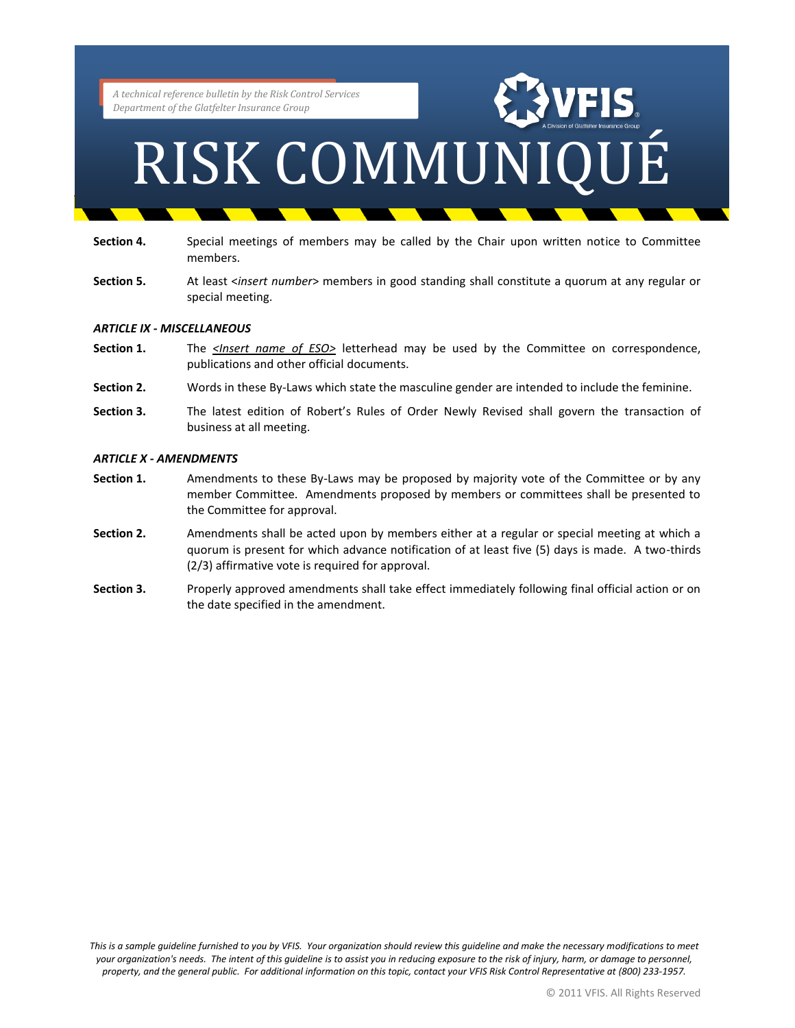**Section 4.** Special meetings of members may be called by the Chair upon written notice to Committee members.

**Section 5.** At least <*insert number*> members in good standing shall constitute a quorum at any regular or special meeting.

***ARTICLE IX - MISCELLANEOUS***

**Section 1.** The <u>*<Insert name of ESO>*</u> letterhead may be used by the Committee on correspondence, publications and other official documents.

**Section 2.** Words in these By-Laws which state the masculine gender are intended to include the feminine.

**Section 3.** The latest edition of Robert's Rules of Order Newly Revised shall govern the transaction of business at all meeting.

***ARTICLE X - AMENDMENTS***

**Section 1.** Amendments to these By-Laws may be proposed by majority vote of the Committee or by any member Committee. Amendments proposed by members or committees shall be presented to the Committee for approval.

**Section 2.** Amendments shall be acted upon by members either at a regular or special meeting at which a quorum is present for which advance notification of at least five (5) days is made. A two-thirds (2/3) affirmative vote is required for approval.

**Section 3.** Properly approved amendments shall take effect immediately following final official action or on the date specified in the amendment.

*This is a sample guideline furnished to you by VFIS. Your organization should review this guideline and make the necessary modifications to meet your organization's needs. The intent of this guideline is to assist you in reducing exposure to the risk of injury, harm, or damage to personnel, property, and the general public. For additional information on this topic, contact your VFIS Risk Control Representative at (800) 233-1957.*

© 2011 VFIS. All Rights Reserved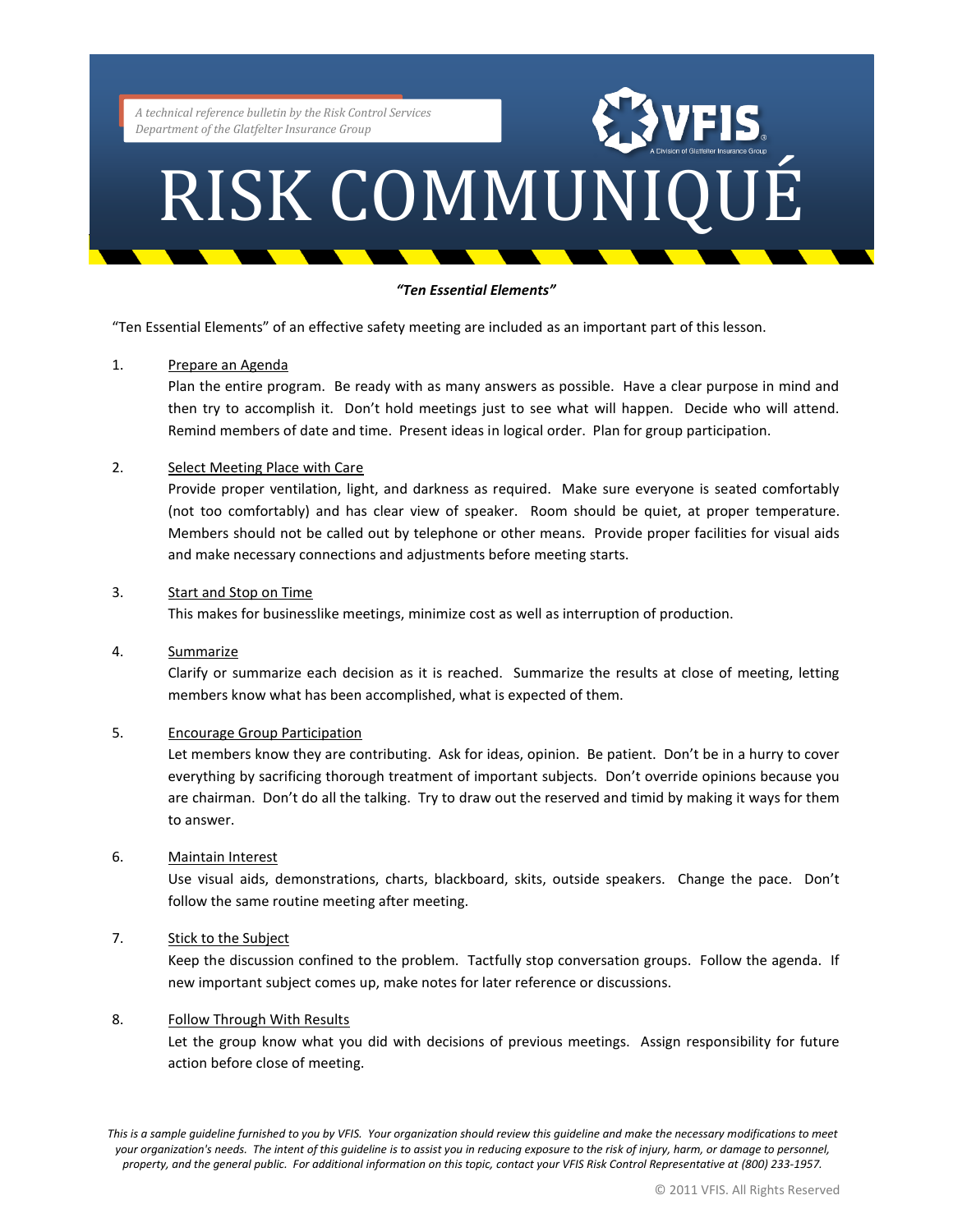A technical reference bulletin by the Risk Control Services Department of the Glatfelter Insurance Group

# RISK COMMUNIQUÉ

***"Ten Essential Elements"***

"Ten Essential Elements" of an effective safety meeting are included as an important part of this lesson.

1. Prepare an Agenda
   Plan the entire program. Be ready with as many answers as possible. Have a clear purpose in mind and then try to accomplish it. Don't hold meetings just to see what will happen. Decide who will attend. Remind members of date and time. Present ideas in logical order. Plan for group participation.

2. Select Meeting Place with Care
   Provide proper ventilation, light, and darkness as required. Make sure everyone is seated comfortably (not too comfortably) and has clear view of speaker. Room should be quiet, at proper temperature. Members should not be called out by telephone or other means. Provide proper facilities for visual aids and make necessary connections and adjustments before meeting starts.

3. Start and Stop on Time
   This makes for businesslike meetings, minimize cost as well as interruption of production.

4. Summarize
   Clarify or summarize each decision as it is reached. Summarize the results at close of meeting, letting members know what has been accomplished, what is expected of them.

5. Encourage Group Participation
   Let members know they are contributing. Ask for ideas, opinion. Be patient. Don't be in a hurry to cover everything by sacrificing thorough treatment of important subjects. Don't override opinions because you are chairman. Don't do all the talking. Try to draw out the reserved and timid by making it ways for them to answer.

6. Maintain Interest
   Use visual aids, demonstrations, charts, blackboard, skits, outside speakers. Change the pace. Don't follow the same routine meeting after meeting.

7. Stick to the Subject
   Keep the discussion confined to the problem. Tactfully stop conversation groups. Follow the agenda. If new important subject comes up, make notes for later reference or discussions.

8. Follow Through With Results
   Let the group know what you did with decisions of previous meetings. Assign responsibility for future action before close of meeting.

*This is a sample guideline furnished to you by VFIS. Your organization should review this guideline and make the necessary modifications to meet your organization's needs. The intent of this guideline is to assist you in reducing exposure to the risk of injury, harm, or damage to personnel, property, and the general public. For additional information on this topic, contact your VFIS Risk Control Representative at (800) 233-1957.*

© 2011 VFIS. All Rights Reserved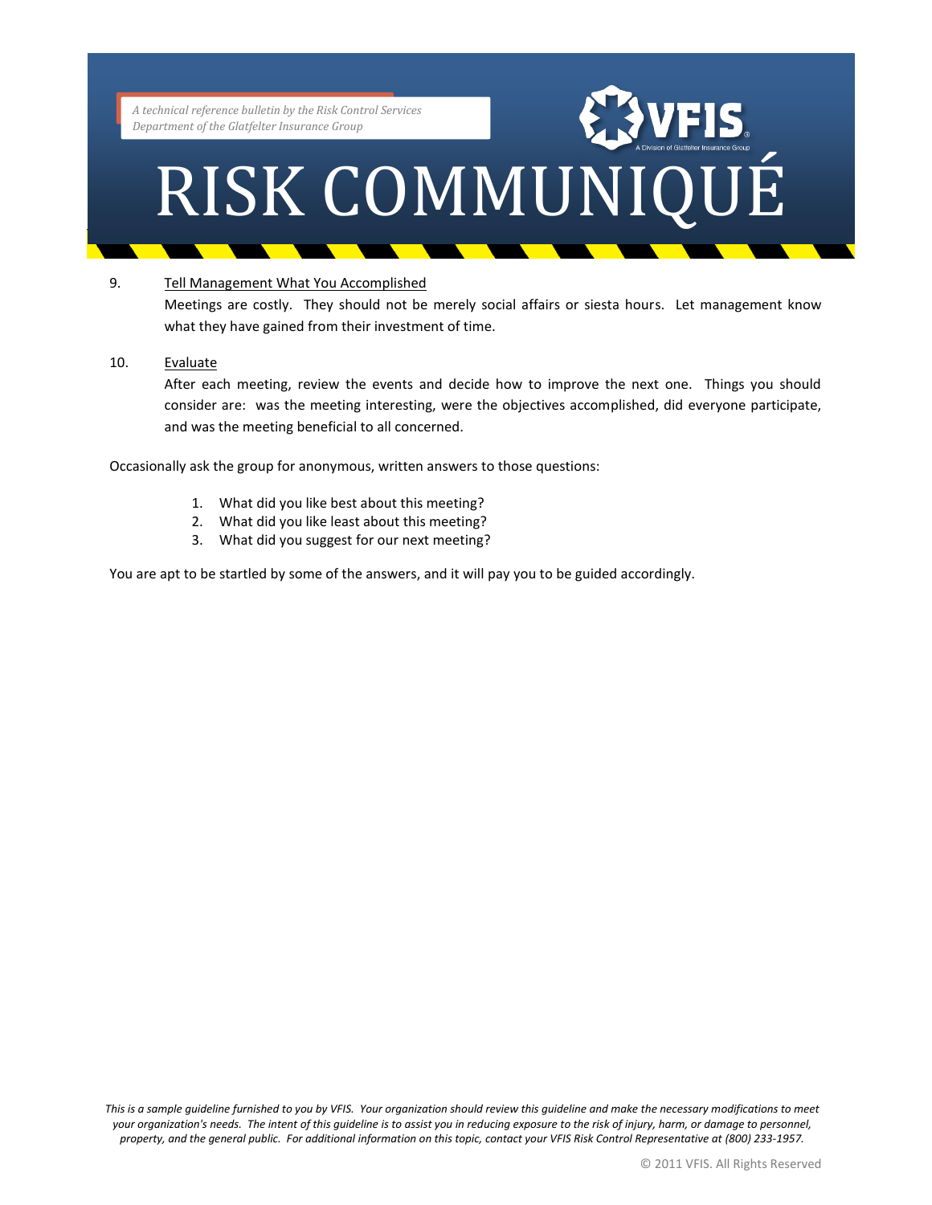9. <u>Tell Management What You Accomplished</u>

   Meetings are costly. They should not be merely social affairs or siesta hours. Let management know what they have gained from their investment of time.

10. <u>Evaluate</u>

    After each meeting, review the events and decide how to improve the next one. Things you should consider are: was the meeting interesting, were the objectives accomplished, did everyone participate, and was the meeting beneficial to all concerned.

Occasionally ask the group for anonymous, written answers to those questions:

1. What did you like best about this meeting?
2. What did you like least about this meeting?
3. What did you suggest for our next meeting?

You are apt to be startled by some of the answers, and it will pay you to be guided accordingly.

*This is a sample guideline furnished to you by VFIS. Your organization should review this guideline and make the necessary modifications to meet your organization's needs. The intent of this guideline is to assist you in reducing exposure to the risk of injury, harm, or damage to personnel, property, and the general public. For additional information on this topic, contact your VFIS Risk Control Representative at (800) 233-1957.*

© 2011 VFIS. All Rights Reserved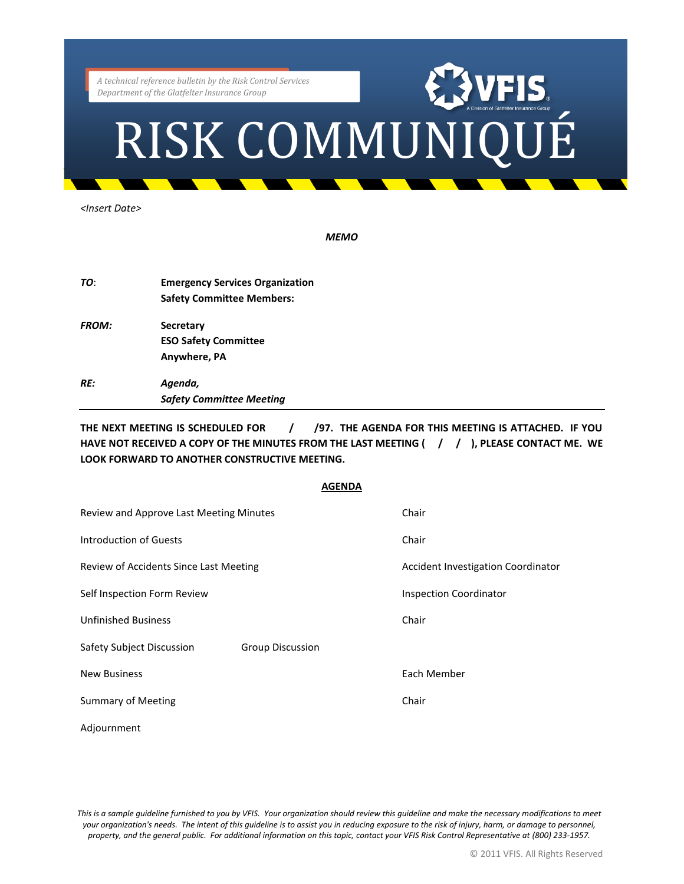A technical reference bulletin by the Risk Control Services Department of the Glatfelter Insurance Group

VFIS
A Division of Glatfelter Insurance Group

# RISK COMMUNIQUÉ

*<Insert Date>*

***MEMO***

| | |
|---|---|
| ***TO*:** | **Emergency Services Organization Safety Committee Members:** |
| ***FROM:*** | **Secretary ESO Safety Committee Anywhere, PA** |
| ***RE:*** | ***Agenda, Safety Committee Meeting*** |

---

**THE NEXT MEETING IS SCHEDULED FOR  /  /97. THE AGENDA FOR THIS MEETING IS ATTACHED. IF YOU HAVE NOT RECEIVED A COPY OF THE MINUTES FROM THE LAST MEETING (  /  /  ), PLEASE CONTACT ME. WE LOOK FORWARD TO ANOTHER CONSTRUCTIVE MEETING.**

**AGENDA**

| | | |
|---|---|---|
| Review and Approve Last Meeting Minutes | | Chair |
| Introduction of Guests | | Chair |
| Review of Accidents Since Last Meeting | | Accident Investigation Coordinator |
| Self Inspection Form Review | | Inspection Coordinator |
| Unfinished Business | | Chair |
| Safety Subject Discussion | Group Discussion | |
| New Business | | Each Member |
| Summary of Meeting | | Chair |
| Adjournment | | |

*This is a sample guideline furnished to you by VFIS. Your organization should review this guideline and make the necessary modifications to meet your organization's needs. The intent of this guideline is to assist you in reducing exposure to the risk of injury, harm, or damage to personnel, property, and the general public. For additional information on this topic, contact your VFIS Risk Control Representative at (800) 233-1957.*

© 2011 VFIS. All Rights Reserved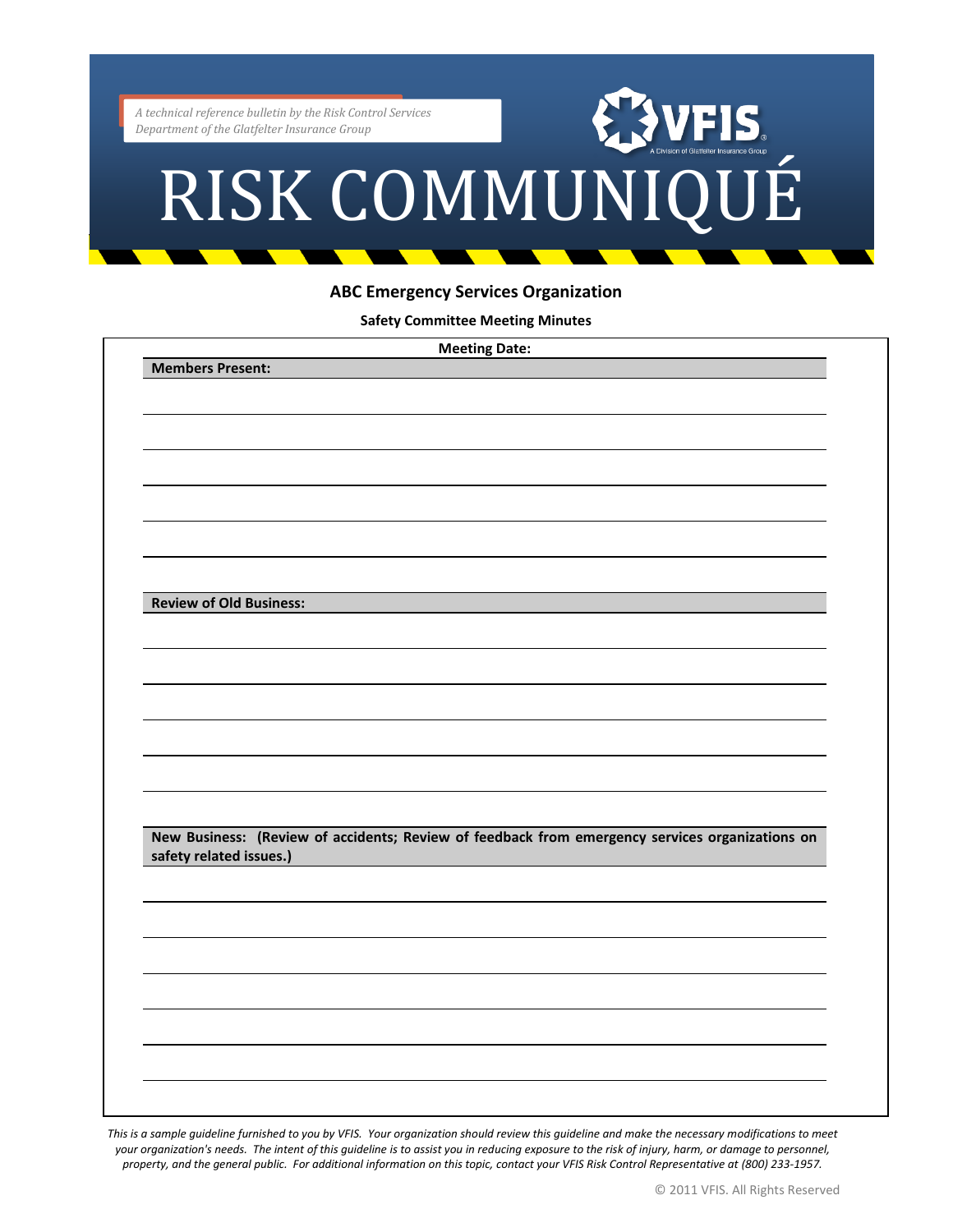A technical reference bulletin by the Risk Control Services Department of the Glatfelter Insurance Group

# RISK COMMUNIQUÉ

## ABC Emergency Services Organization

### Safety Committee Meeting Minutes

**Meeting Date:**

**Members Present:**

**Review of Old Business:**

**New Business: (Review of accidents; Review of feedback from emergency services organizations on safety related issues.)**

*This is a sample guideline furnished to you by VFIS. Your organization should review this guideline and make the necessary modifications to meet your organization's needs. The intent of this guideline is to assist you in reducing exposure to the risk of injury, harm, or damage to personnel, property, and the general public. For additional information on this topic, contact your VFIS Risk Control Representative at (800) 233-1957.*

© 2011 VFIS. All Rights Reserved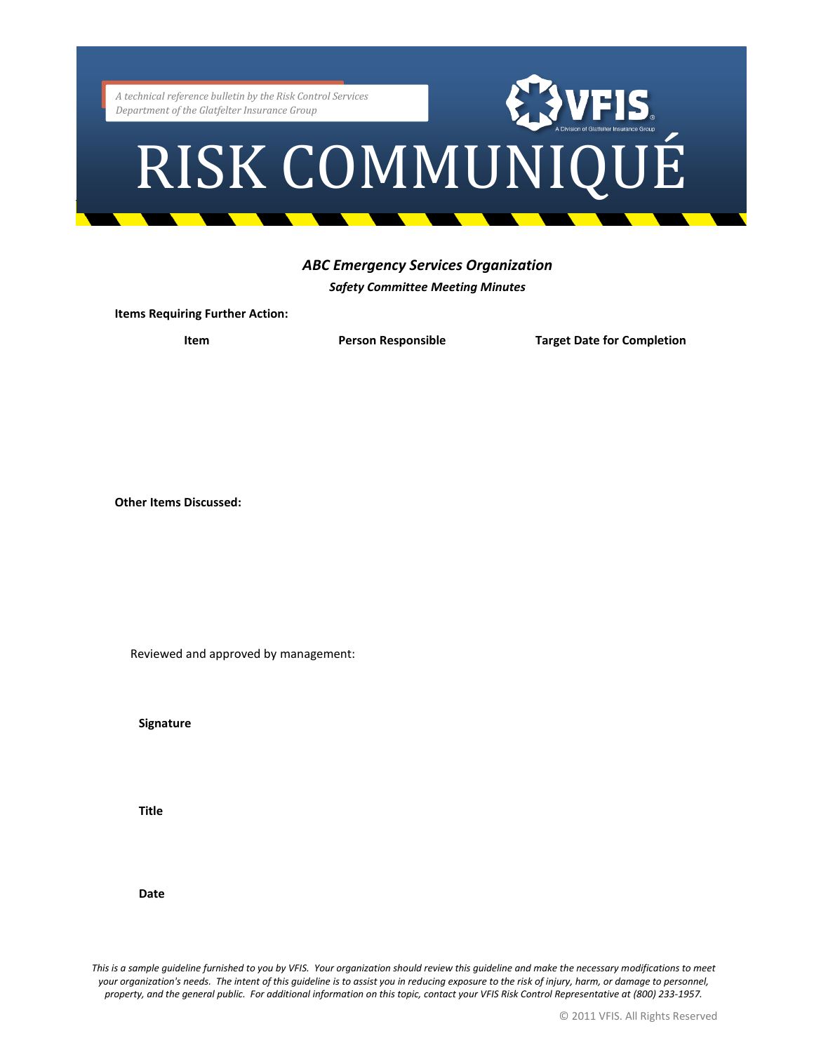A technical reference bulletin by the Risk Control Services Department of the Glatfelter Insurance Group

VFIS

A Division of Glatfelter Insurance Group

# RISK COMMUNIQUÉ

## *ABC Emergency Services Organization*

### *Safety Committee Meeting Minutes*

**Items Requiring Further Action:**

| Item | Person Responsible | Target Date for Completion |
| --- | --- | --- |
| | | |

**Other Items Discussed:**

Reviewed and approved by management:

**Signature**

**Title**

**Date**

*This is a sample guideline furnished to you by VFIS. Your organization should review this guideline and make the necessary modifications to meet your organization's needs. The intent of this guideline is to assist you in reducing exposure to the risk of injury, harm, or damage to personnel, property, and the general public. For additional information on this topic, contact your VFIS Risk Control Representative at (800) 233-1957.*

© 2011 VFIS. All Rights Reserved